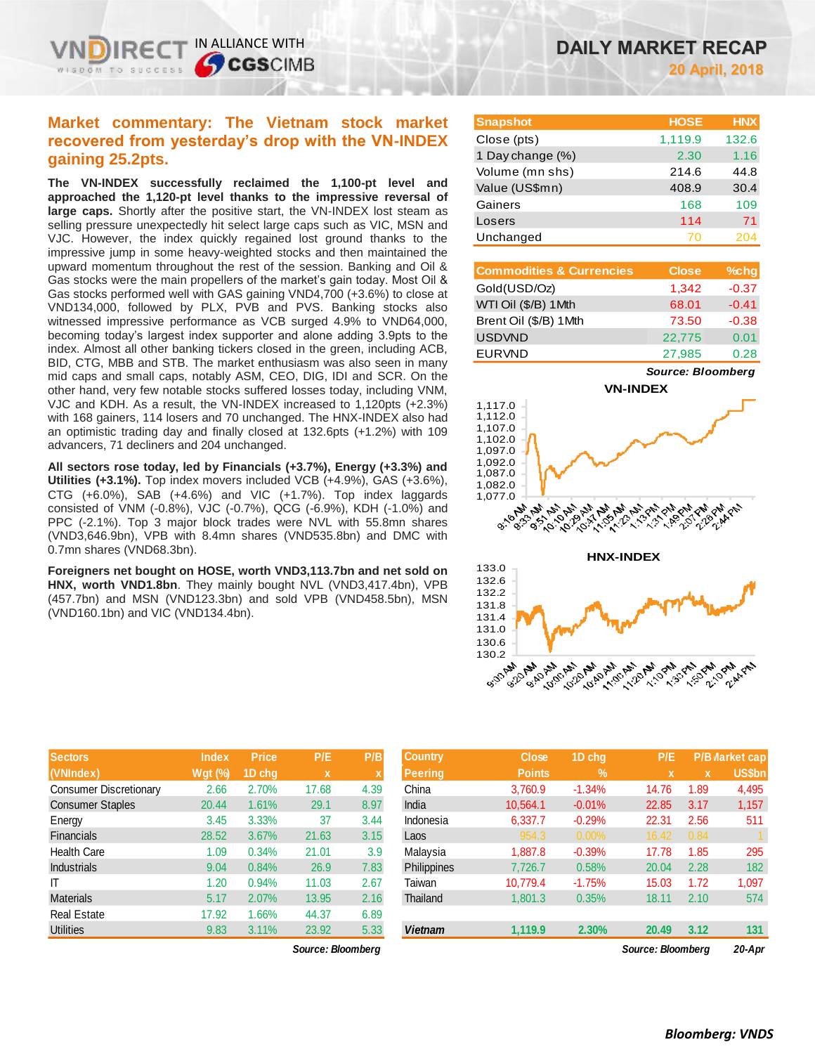# DAILY MARKET RECAP

**20 April, 2018**

## Market commentary: The Vietnam stock market recovered from yesterday's drop with the VN-INDEX gaining 25.2pts.

**The VN-INDEX successfully reclaimed the 1,100-pt level and approached the 1,120-pt level thanks to the impressive reversal of large caps.** Shortly after the positive start, the VN-INDEX lost steam as selling pressure unexpectedly hit select large caps such as VIC, MSN and VJC. However, the index quickly regained lost ground thanks to the impressive jump in some heavy-weighted stocks and then maintained the upward momentum throughout the rest of the session. Banking and Oil & Gas stocks were the main propellers of the market's gain today. Most Oil & Gas stocks performed well with GAS gaining VND4,700 (+3.6%) to close at VND134,000, followed by PLX, PVB and PVS. Banking stocks also witnessed impressive performance as VCB surged 4.9% to VND64,000, becoming today's largest index supporter and alone adding 3.9pts to the index. Almost all other banking tickers closed in the green, including ACB, BID, CTG, MBB and STB. The market enthusiasm was also seen in many mid caps and small caps, notably ASM, CEO, DIG, IDI and SCR. On the other hand, very few notable stocks suffered losses today, including VNM, VJC and KDH. As a result, the VN-INDEX increased to 1,120pts (+2.3%) with 168 gainers, 114 losers and 70 unchanged. The HNX-INDEX also had an optimistic trading day and finally closed at 132.6pts (+1.2%) with 109 advancers, 71 decliners and 204 unchanged.

**All sectors rose today, led by Financials (+3.7%), Energy (+3.3%) and Utilities (+3.1%).** Top index movers included VCB (+4.9%), GAS (+3.6%), CTG (+6.0%), SAB (+4.6%) and VIC (+1.7%). Top index laggards consisted of VNM (-0.8%), VJC (-0.7%), QCG (-6.9%), KDH (-1.0%) and PPC (-2.1%). Top 3 major block trades were NVL with 55.8mn shares (VND3,646.9bn), VPB with 8.4mn shares (VND535.8bn) and DMC with 0.7mn shares (VND68.3bn).

**Foreigners net bought on HOSE, worth VND3,113.7bn and net sold on HNX, worth VND1.8bn**. They mainly bought NVL (VND3,417.4bn), VPB (457.7bn) and MSN (VND123.3bn) and sold VPB (VND458.5bn), MSN (VND160.1bn) and VIC (VND134.4bn).

| Snapshot | HOSE | HNX |
|---|---|---|
| Close (pts) | 1,119.9 | 132.6 |
| 1 Day change (%) | 2.30 | 1.16 |
| Volume (mn shs) | 214.6 | 44.8 |
| Value (US$mn) | 408.9 | 30.4 |
| Gainers | 168 | 109 |
| Losers | 114 | 71 |
| Unchanged | 70 | 204 |

| Commodities & Currencies | Close | %chg |
|---|---|---|
| Gold(USD/Oz) | 1,342 | -0.37 |
| WTI Oil ($/B) 1Mth | 68.01 | -0.41 |
| Brent Oil ($/B) 1Mth | 73.50 | -0.38 |
| USDVND | 22,775 | 0.01 |
| EURVND | 27,985 | 0.28 |

*Source: Bloomberg*

**VN-INDEX**

**HNX-INDEX**

| Sectors (VNIndex) | Index Wgt (%) | Price 1D chg | P/E x | P/B x |
|---|---|---|---|---|
| Consumer Discretionary | 2.66 | 2.70% | 17.68 | 4.39 |
| Consumer Staples | 20.44 | 1.61% | 29.1 | 8.97 |
| Energy | 3.45 | 3.33% | 37 | 3.44 |
| Financials | 28.52 | 3.67% | 21.63 | 3.15 |
| Health Care | 1.09 | 0.34% | 21.01 | 3.9 |
| Industrials | 9.04 | 0.84% | 26.9 | 7.83 |
| IT | 1.20 | 0.94% | 11.03 | 2.67 |
| Materials | 5.17 | 2.07% | 13.95 | 2.16 |
| Real Estate | 17.92 | 1.66% | 44.37 | 6.89 |
| Utilities | 9.83 | 3.11% | 23.92 | 5.33 |

*Source: Bloomberg*

| Country Peering | Close Points | 1D chg % | P/E x | P/B x | Market cap US$bn |
|---|---|---|---|---|---|
| China | 3,760.9 | -1.34% | 14.76 | 1.89 | 4,495 |
| India | 10,564.1 | -0.01% | 22.85 | 3.17 | 1,157 |
| Indonesia | 6,337.7 | -0.29% | 22.31 | 2.56 | 511 |
| Laos | 954.3 | 0.00% | 16.42 | 0.84 | 1 |
| Malaysia | 1,887.8 | -0.39% | 17.78 | 1.85 | 295 |
| Philippines | 7,726.7 | 0.58% | 20.04 | 2.28 | 182 |
| Taiwan | 10,779.4 | -1.75% | 15.03 | 1.72 | 1,097 |
| Thailand | 1,801.3 | 0.35% | 18.11 | 2.10 | 574 |
| **Vietnam** | **1,119.9** | **2.30%** | **20.49** | **3.12** | **131** |

*Source: Bloomberg* *20-Apr*

***Bloomberg: VNDS***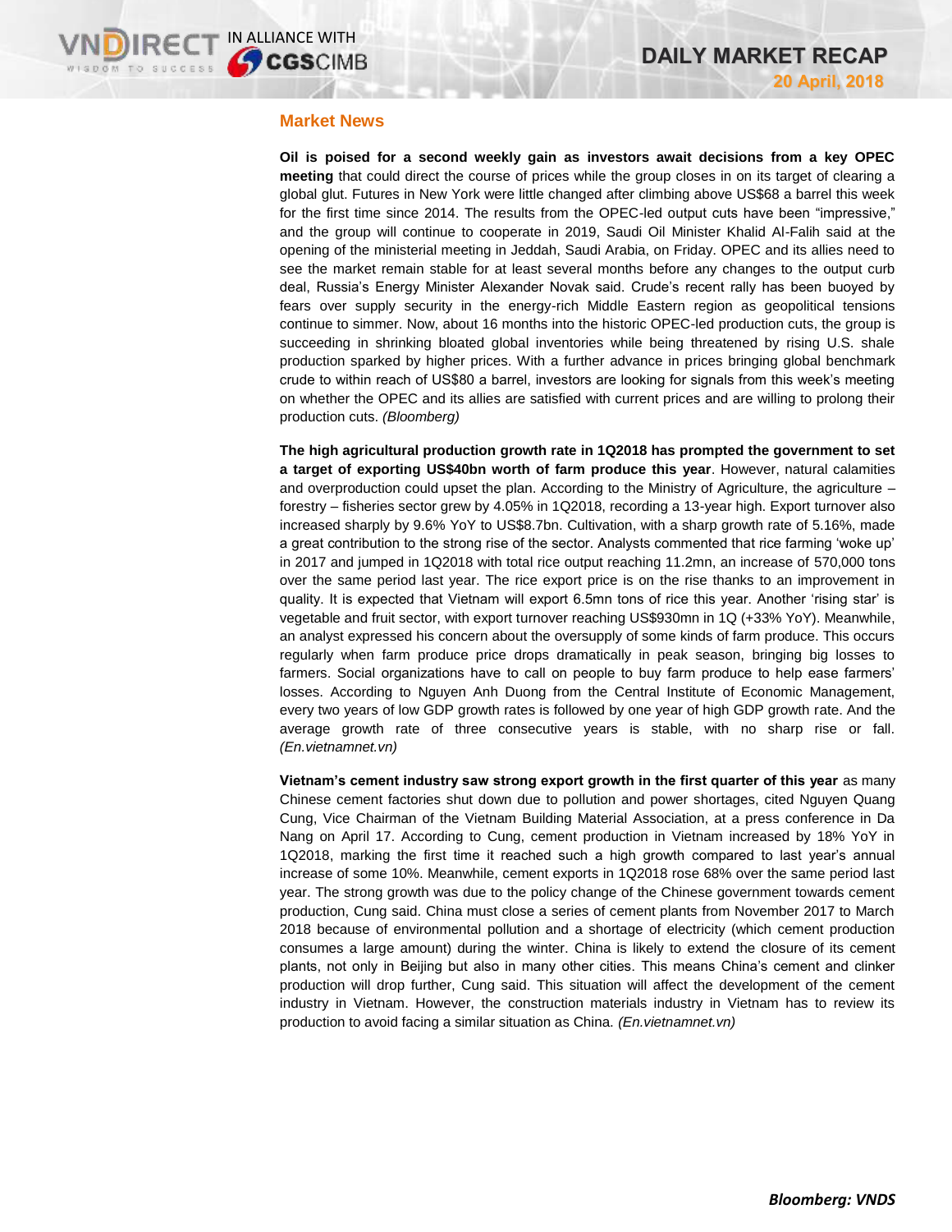## Market News

**Oil is poised for a second weekly gain as investors await decisions from a key OPEC meeting** that could direct the course of prices while the group closes in on its target of clearing a global glut. Futures in New York were little changed after climbing above US$68 a barrel this week for the first time since 2014. The results from the OPEC-led output cuts have been "impressive," and the group will continue to cooperate in 2019, Saudi Oil Minister Khalid Al-Falih said at the opening of the ministerial meeting in Jeddah, Saudi Arabia, on Friday. OPEC and its allies need to see the market remain stable for at least several months before any changes to the output curb deal, Russia's Energy Minister Alexander Novak said. Crude's recent rally has been buoyed by fears over supply security in the energy-rich Middle Eastern region as geopolitical tensions continue to simmer. Now, about 16 months into the historic OPEC-led production cuts, the group is succeeding in shrinking bloated global inventories while being threatened by rising U.S. shale production sparked by higher prices. With a further advance in prices bringing global benchmark crude to within reach of US$80 a barrel, investors are looking for signals from this week's meeting on whether the OPEC and its allies are satisfied with current prices and are willing to prolong their production cuts. *(Bloomberg)*

**The high agricultural production growth rate in 1Q2018 has prompted the government to set a target of exporting US$40bn worth of farm produce this year**. However, natural calamities and overproduction could upset the plan. According to the Ministry of Agriculture, the agriculture – forestry – fisheries sector grew by 4.05% in 1Q2018, recording a 13-year high. Export turnover also increased sharply by 9.6% YoY to US$8.7bn. Cultivation, with a sharp growth rate of 5.16%, made a great contribution to the strong rise of the sector. Analysts commented that rice farming 'woke up' in 2017 and jumped in 1Q2018 with total rice output reaching 11.2mn, an increase of 570,000 tons over the same period last year. The rice export price is on the rise thanks to an improvement in quality. It is expected that Vietnam will export 6.5mn tons of rice this year. Another 'rising star' is vegetable and fruit sector, with export turnover reaching US$930mn in 1Q (+33% YoY). Meanwhile, an analyst expressed his concern about the oversupply of some kinds of farm produce. This occurs regularly when farm produce price drops dramatically in peak season, bringing big losses to farmers. Social organizations have to call on people to buy farm produce to help ease farmers' losses. According to Nguyen Anh Duong from the Central Institute of Economic Management, every two years of low GDP growth rates is followed by one year of high GDP growth rate. And the average growth rate of three consecutive years is stable, with no sharp rise or fall. *(En.vietnamnet.vn)*

**Vietnam's cement industry saw strong export growth in the first quarter of this year** as many Chinese cement factories shut down due to pollution and power shortages, cited Nguyen Quang Cung, Vice Chairman of the Vietnam Building Material Association, at a press conference in Da Nang on April 17. According to Cung, cement production in Vietnam increased by 18% YoY in 1Q2018, marking the first time it reached such a high growth compared to last year's annual increase of some 10%. Meanwhile, cement exports in 1Q2018 rose 68% over the same period last year. The strong growth was due to the policy change of the Chinese government towards cement production, Cung said. China must close a series of cement plants from November 2017 to March 2018 because of environmental pollution and a shortage of electricity (which cement production consumes a large amount) during the winter. China is likely to extend the closure of its cement plants, not only in Beijing but also in many other cities. This means China's cement and clinker production will drop further, Cung said. This situation will affect the development of the cement industry in Vietnam. However, the construction materials industry in Vietnam has to review its production to avoid facing a similar situation as China. *(En.vietnamnet.vn)*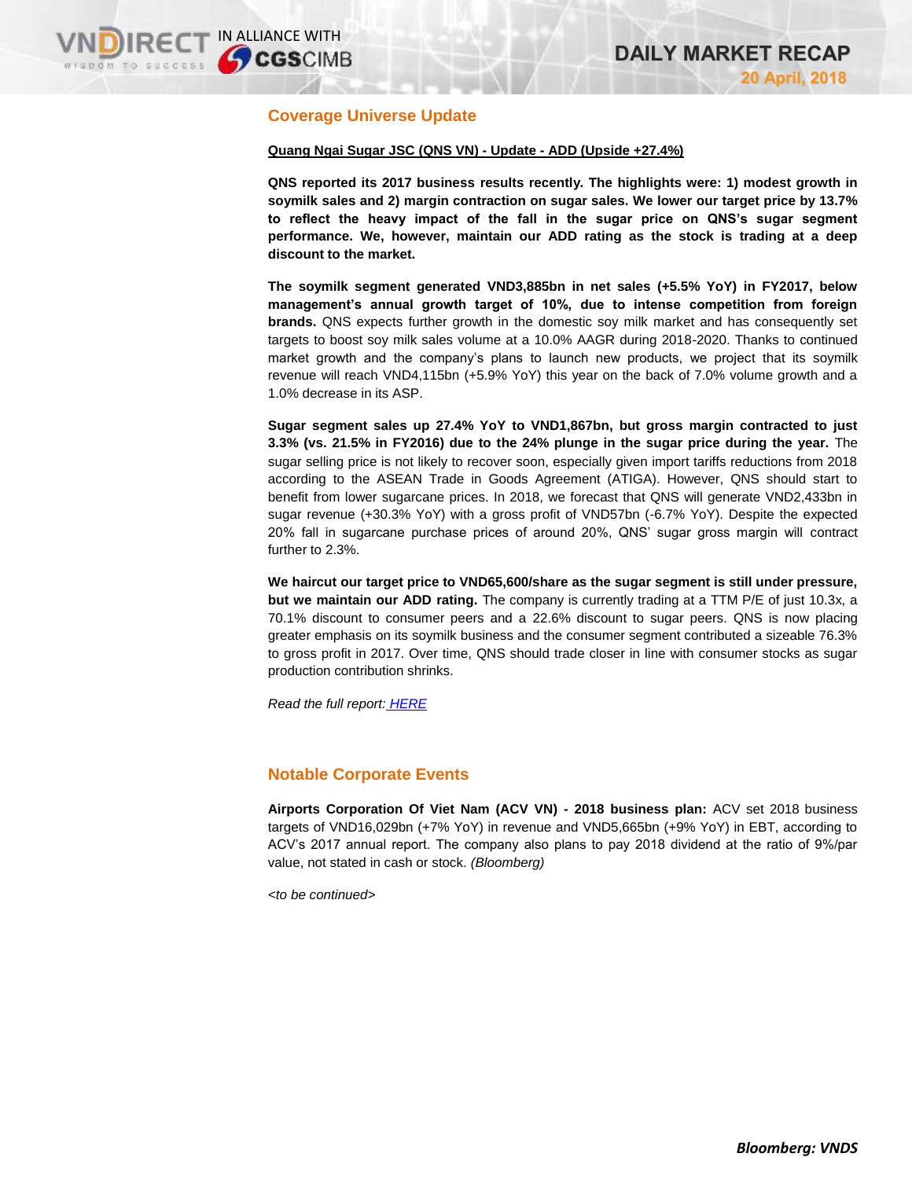## Coverage Universe Update

**Quang Ngai Sugar JSC (QNS VN) - Update - ADD (Upside +27.4%)**

**QNS reported its 2017 business results recently. The highlights were: 1) modest growth in soymilk sales and 2) margin contraction on sugar sales. We lower our target price by 13.7% to reflect the heavy impact of the fall in the sugar price on QNS's sugar segment performance. We, however, maintain our ADD rating as the stock is trading at a deep discount to the market.**

**The soymilk segment generated VND3,885bn in net sales (+5.5% YoY) in FY2017, below management's annual growth target of 10%, due to intense competition from foreign brands.** QNS expects further growth in the domestic soy milk market and has consequently set targets to boost soy milk sales volume at a 10.0% AAGR during 2018-2020. Thanks to continued market growth and the company's plans to launch new products, we project that its soymilk revenue will reach VND4,115bn (+5.9% YoY) this year on the back of 7.0% volume growth and a 1.0% decrease in its ASP.

**Sugar segment sales up 27.4% YoY to VND1,867bn, but gross margin contracted to just 3.3% (vs. 21.5% in FY2016) due to the 24% plunge in the sugar price during the year.** The sugar selling price is not likely to recover soon, especially given import tariffs reductions from 2018 according to the ASEAN Trade in Goods Agreement (ATIGA). However, QNS should start to benefit from lower sugarcane prices. In 2018, we forecast that QNS will generate VND2,433bn in sugar revenue (+30.3% YoY) with a gross profit of VND57bn (-6.7% YoY). Despite the expected 20% fall in sugarcane purchase prices of around 20%, QNS' sugar gross margin will contract further to 2.3%.

**We haircut our target price to VND65,600/share as the sugar segment is still under pressure, but we maintain our ADD rating.** The company is currently trading at a TTM P/E of just 10.3x, a 70.1% discount to consumer peers and a 22.6% discount to sugar peers. QNS is now placing greater emphasis on its soymilk business and the consumer segment contributed a sizeable 76.3% to gross profit in 2017. Over time, QNS should trade closer in line with consumer stocks as sugar production contribution shrinks.

*Read the full report: HERE*

## Notable Corporate Events

**Airports Corporation Of Viet Nam (ACV VN) - 2018 business plan:** ACV set 2018 business targets of VND16,029bn (+7% YoY) in revenue and VND5,665bn (+9% YoY) in EBT, according to ACV's 2017 annual report. The company also plans to pay 2018 dividend at the ratio of 9%/par value, not stated in cash or stock. *(Bloomberg)*

*<to be continued>*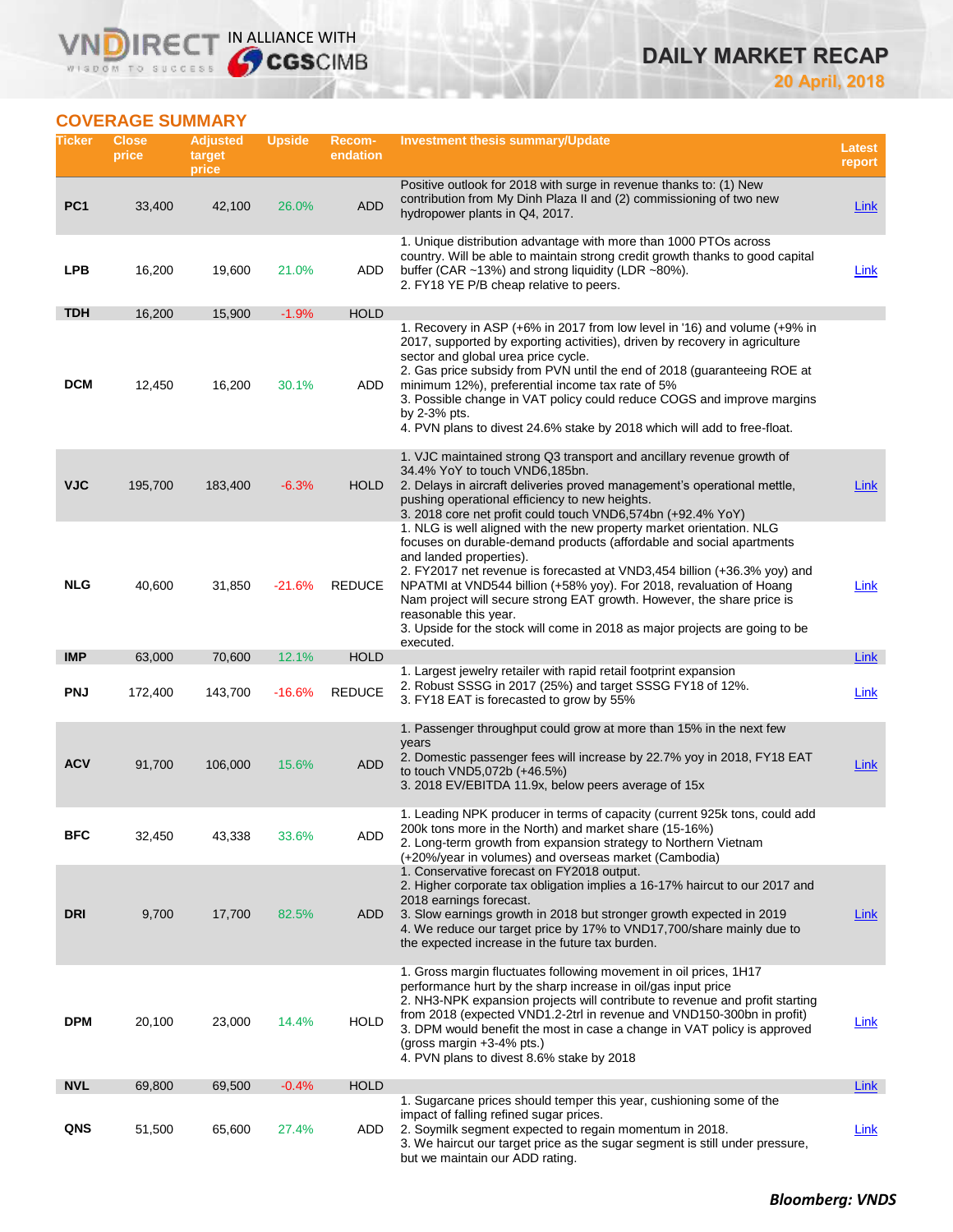## COVERAGE SUMMARY

| Ticker | Close price | Adjusted target price | Upside | Recom-endation | Investment thesis summary/Update | Latest report |
|---|---|---|---|---|---|---|
| PC1 | 33,400 | 42,100 | 26.0% | ADD | Positive outlook for 2018 with surge in revenue thanks to: (1) New contribution from My Dinh Plaza II and (2) commissioning of two new hydropower plants in Q4, 2017. | Link |
| LPB | 16,200 | 19,600 | 21.0% | ADD | 1. Unique distribution advantage with more than 1000 PTOs across country. Will be able to maintain strong credit growth thanks to good capital buffer (CAR ~13%) and strong liquidity (LDR ~80%).<br>2. FY18 YE P/B cheap relative to peers. | Link |
| TDH | 16,200 | 15,900 | -1.9% | HOLD | | |
| DCM | 12,450 | 16,200 | 30.1% | ADD | 1. Recovery in ASP (+6% in 2017 from low level in '16) and volume (+9% in 2017, supported by exporting activities), driven by recovery in agriculture sector and global urea price cycle.<br>2. Gas price subsidy from PVN until the end of 2018 (guaranteeing ROE at minimum 12%), preferential income tax rate of 5%<br>3. Possible change in VAT policy could reduce COGS and improve margins by 2-3% pts.<br>4. PVN plans to divest 24.6% stake by 2018 which will add to free-float. | |
| VJC | 195,700 | 183,400 | -6.3% | HOLD | 1. VJC maintained strong Q3 transport and ancillary revenue growth of 34.4% YoY to touch VND6,185bn.<br>2. Delays in aircraft deliveries proved management's operational mettle, pushing operational efficiency to new heights.<br>3. 2018 core net profit could touch VND6,574bn (+92.4% YoY) | Link |
| NLG | 40,600 | 31,850 | -21.6% | REDUCE | 1. NLG is well aligned with the new property market orientation. NLG focuses on durable-demand products (affordable and social apartments and landed properties).<br>2. FY2017 net revenue is forecasted at VND3,454 billion (+36.3% yoy) and NPATMI at VND544 billion (+58% yoy). For 2018, revaluation of Hoang Nam project will secure strong EAT growth. However, the share price is reasonable this year.<br>3. Upside for the stock will come in 2018 as major projects are going to be executed. | Link |
| IMP | 63,000 | 70,600 | 12.1% | HOLD | | Link |
| PNJ | 172,400 | 143,700 | -16.6% | REDUCE | 1. Largest jewelry retailer with rapid retail footprint expansion<br>2. Robust SSSG in 2017 (25%) and target SSSG FY18 of 12%.<br>3. FY18 EAT is forecasted to grow by 55% | Link |
| ACV | 91,700 | 106,000 | 15.6% | ADD | 1. Passenger throughput could grow at more than 15% in the next few years<br>2. Domestic passenger fees will increase by 22.7% yoy in 2018, FY18 EAT to touch VND5,072b (+46.5%)<br>3. 2018 EV/EBITDA 11.9x, below peers average of 15x | Link |
| BFC | 32,450 | 43,338 | 33.6% | ADD | 1. Leading NPK producer in terms of capacity (current 925k tons, could add 200k tons more in the North) and market share (15-16%)<br>2. Long-term growth from expansion strategy to Northern Vietnam (+20%/year in volumes) and overseas market (Cambodia) | |
| DRI | 9,700 | 17,700 | 82.5% | ADD | 1. Conservative forecast on FY2018 output.<br>2. Higher corporate tax obligation implies a 16-17% haircut to our 2017 and 2018 earnings forecast.<br>3. Slow earnings growth in 2018 but stronger growth expected in 2019<br>4. We reduce our target price by 17% to VND17,700/share mainly due to the expected increase in the future tax burden. | Link |
| DPM | 20,100 | 23,000 | 14.4% | HOLD | 1. Gross margin fluctuates following movement in oil prices, 1H17 performance hurt by the sharp increase in oil/gas input price<br>2. NH3-NPK expansion projects will contribute to revenue and profit starting from 2018 (expected VND1.2-2trl in revenue and VND150-300bn in profit)<br>3. DPM would benefit the most in case a change in VAT policy is approved (gross margin +3-4% pts.)<br>4. PVN plans to divest 8.6% stake by 2018 | Link |
| NVL | 69,800 | 69,500 | -0.4% | HOLD | | Link |
| QNS | 51,500 | 65,600 | 27.4% | ADD | 1. Sugarcane prices should temper this year, cushioning some of the impact of falling refined sugar prices.<br>2. Soymilk segment expected to regain momentum in 2018.<br>3. We haircut our target price as the sugar segment is still under pressure, but we maintain our ADD rating. | Link |

***Bloomberg: VNDS***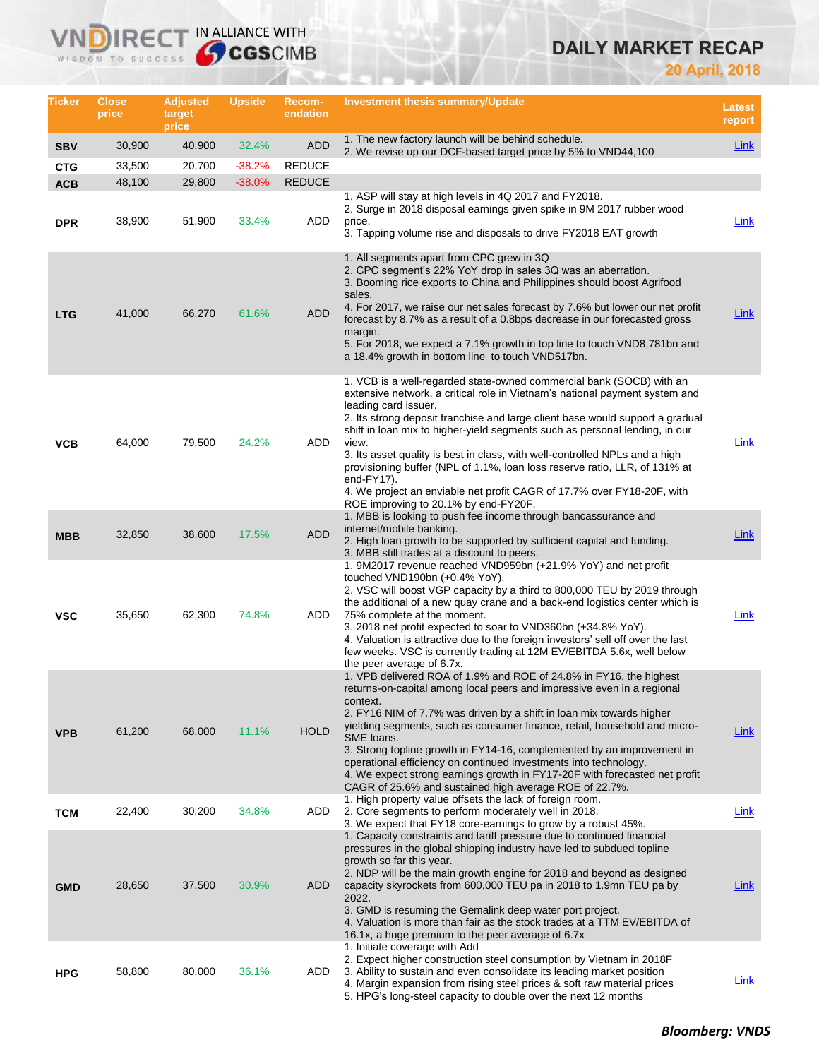# DAILY MARKET RECAP

**20 April, 2018**

| Ticker | Close price | Adjusted target price | Upside | Recom-endation | Investment thesis summary/Update | Latest report |
|---|---|---|---|---|---|---|
| SBV | 30,900 | 40,900 | 32.4% | ADD | 1. The new factory launch will be behind schedule.<br>2. We revise up our DCF-based target price by 5% to VND44,100 | Link |
| CTG | 33,500 | 20,700 | -38.2% | REDUCE | | |
| ACB | 48,100 | 29,800 | -38.0% | REDUCE | | |
| DPR | 38,900 | 51,900 | 33.4% | ADD | 1. ASP will stay at high levels in 4Q 2017 and FY2018.<br>2. Surge in 2018 disposal earnings given spike in 9M 2017 rubber wood price.<br>3. Tapping volume rise and disposals to drive FY2018 EAT growth | Link |
| LTG | 41,000 | 66,270 | 61.6% | ADD | 1. All segments apart from CPC grew in 3Q<br>2. CPC segment's 22% YoY drop in sales 3Q was an aberration.<br>3. Booming rice exports to China and Philippines should boost Agrifood sales.<br>4. For 2017, we raise our net sales forecast by 7.6% but lower our net profit forecast by 8.7% as a result of a 0.8bps decrease in our forecasted gross margin.<br>5. For 2018, we expect a 7.1% growth in top line to touch VND8,781bn and a 18.4% growth in bottom line to touch VND517bn. | Link |
| VCB | 64,000 | 79,500 | 24.2% | ADD | 1. VCB is a well-regarded state-owned commercial bank (SOCB) with an extensive network, a critical role in Vietnam's national payment system and leading card issuer.<br>2. Its strong deposit franchise and large client base would support a gradual shift in loan mix to higher-yield segments such as personal lending, in our view.<br>3. Its asset quality is best in class, with well-controlled NPLs and a high provisioning buffer (NPL of 1.1%, loan loss reserve ratio, LLR, of 131% at end-FY17).<br>4. We project an enviable net profit CAGR of 17.7% over FY18-20F, with ROE improving to 20.1% by end-FY20F. | Link |
| MBB | 32,850 | 38,600 | 17.5% | ADD | 1. MBB is looking to push fee income through bancassurance and internet/mobile banking.<br>2. High loan growth to be supported by sufficient capital and funding.<br>3. MBB still trades at a discount to peers. | Link |
| VSC | 35,650 | 62,300 | 74.8% | ADD | 1. 9M2017 revenue reached VND959bn (+21.9% YoY) and net profit touched VND190bn (+0.4% YoY).<br>2. VSC will boost VGP capacity by a third to 800,000 TEU by 2019 through the additional of a new quay crane and a back-end logistics center which is 75% complete at the moment.<br>3. 2018 net profit expected to soar to VND360bn (+34.8% YoY).<br>4. Valuation is attractive due to the foreign investors' sell off over the last few weeks. VSC is currently trading at 12M EV/EBITDA 5.6x, well below the peer average of 6.7x. | Link |
| VPB | 61,200 | 68,000 | 11.1% | HOLD | 1. VPB delivered ROA of 1.9% and ROE of 24.8% in FY16, the highest returns-on-capital among local peers and impressive even in a regional context.<br>2. FY16 NIM of 7.7% was driven by a shift in loan mix towards higher yielding segments, such as consumer finance, retail, household and micro-SME loans.<br>3. Strong topline growth in FY14-16, complemented by an improvement in operational efficiency on continued investments into technology.<br>4. We expect strong earnings growth in FY17-20F with forecasted net profit CAGR of 25.6% and sustained high average ROE of 22.7%. | Link |
| TCM | 22,400 | 30,200 | 34.8% | ADD | 1. High property value offsets the lack of foreign room.<br>2. Core segments to perform moderately well in 2018.<br>3. We expect that FY18 core-earnings to grow by a robust 45%. | Link |
| GMD | 28,650 | 37,500 | 30.9% | ADD | 1. Capacity constraints and tariff pressure due to continued financial pressures in the global shipping industry have led to subdued topline growth so far this year.<br>2. NDP will be the main growth engine for 2018 and beyond as designed capacity skyrockets from 600,000 TEU pa in 2018 to 1.9mn TEU pa by 2022.<br>3. GMD is resuming the Gemalink deep water port project.<br>4. Valuation is more than fair as the stock trades at a TTM EV/EBITDA of 16.1x, a huge premium to the peer average of 6.7x | Link |
| HPG | 58,800 | 80,000 | 36.1% | ADD | 1. Initiate coverage with Add<br>2. Expect higher construction steel consumption by Vietnam in 2018F<br>3. Ability to sustain and even consolidate its leading market position<br>4. Margin expansion from rising steel prices & soft raw material prices<br>5. HPG's long-steel capacity to double over the next 12 months | Link |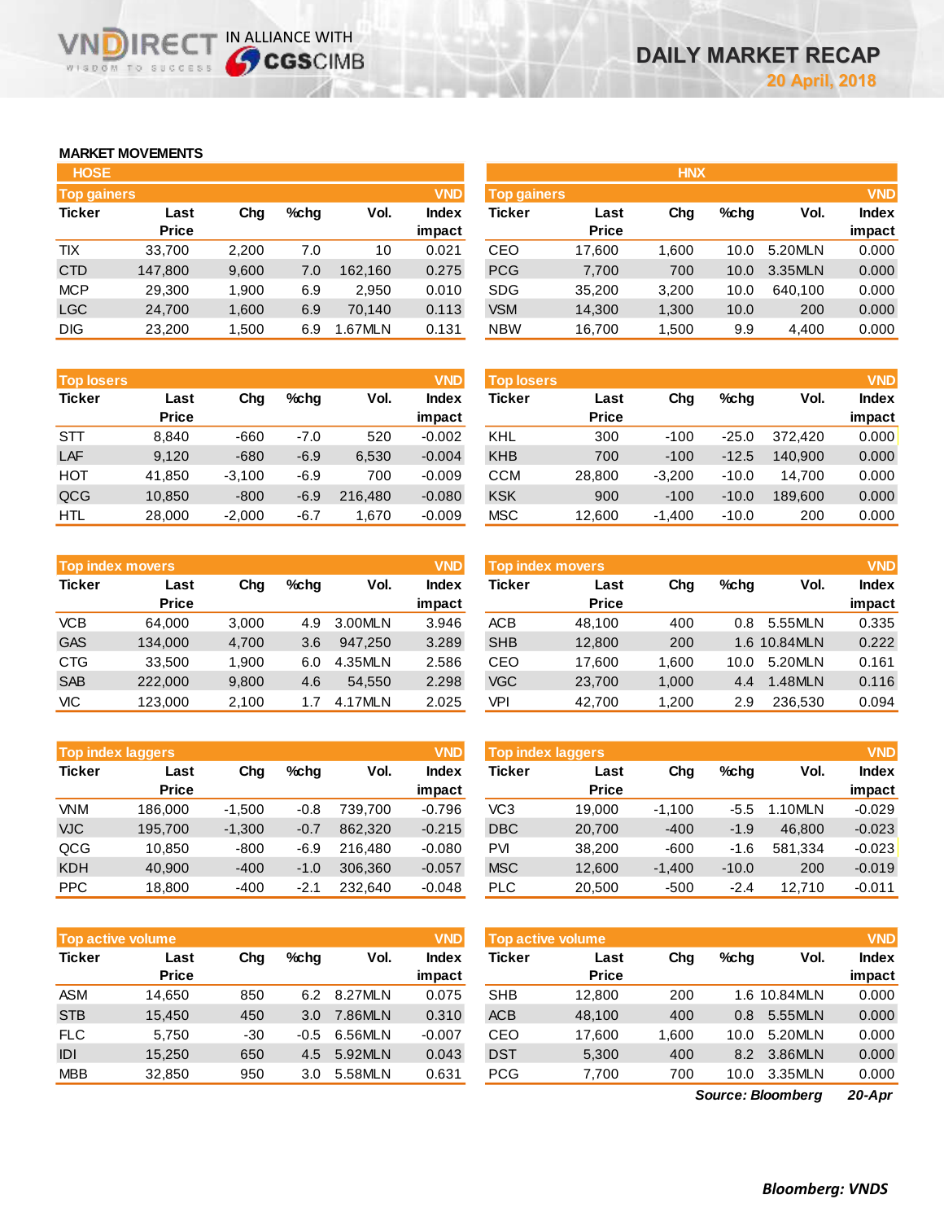# DAILY MARKET RECAP

**20 April, 2018**

## MARKET MOVEMENTS

### HOSE

**Top gainers** (VND)

| Ticker | Last Price | Chg | %chg | Vol. | Index impact |
|---|---|---|---|---|---|
| TIX | 33,700 | 2,200 | 7.0 | 10 | 0.021 |
| CTD | 147,800 | 9,600 | 7.0 | 162,160 | 0.275 |
| MCP | 29,300 | 1,900 | 6.9 | 2,950 | 0.010 |
| LGC | 24,700 | 1,600 | 6.9 | 70,140 | 0.113 |
| DIG | 23,200 | 1,500 | 6.9 | 1.67MLN | 0.131 |

**Top losers** (VND)

| Ticker | Last Price | Chg | %chg | Vol. | Index impact |
|---|---|---|---|---|---|
| STT | 8,840 | -660 | -7.0 | 520 | -0.002 |
| LAF | 9,120 | -680 | -6.9 | 6,530 | -0.004 |
| HOT | 41,850 | -3,100 | -6.9 | 700 | -0.009 |
| QCG | 10,850 | -800 | -6.9 | 216,480 | -0.080 |
| HTL | 28,000 | -2,000 | -6.7 | 1,670 | -0.009 |

**Top index movers** (VND)

| Ticker | Last Price | Chg | %chg | Vol. | Index impact |
|---|---|---|---|---|---|
| VCB | 64,000 | 3,000 | 4.9 | 3.00MLN | 3.946 |
| GAS | 134,000 | 4,700 | 3.6 | 947,250 | 3.289 |
| CTG | 33,500 | 1,900 | 6.0 | 4.35MLN | 2.586 |
| SAB | 222,000 | 9,800 | 4.6 | 54,550 | 2.298 |
| VIC | 123,000 | 2,100 | 1.7 | 4.17MLN | 2.025 |

**Top index laggers** (VND)

| Ticker | Last Price | Chg | %chg | Vol. | Index impact |
|---|---|---|---|---|---|
| VNM | 186,000 | -1,500 | -0.8 | 739,700 | -0.796 |
| VJC | 195,700 | -1,300 | -0.7 | 862,320 | -0.215 |
| QCG | 10,850 | -800 | -6.9 | 216,480 | -0.080 |
| KDH | 40,900 | -400 | -1.0 | 306,360 | -0.057 |
| PPC | 18,800 | -400 | -2.1 | 232,640 | -0.048 |

**Top active volume** (VND)

| Ticker | Last Price | Chg | %chg | Vol. | Index impact |
|---|---|---|---|---|---|
| ASM | 14,650 | 850 | 6.2 | 8.27MLN | 0.075 |
| STB | 15,450 | 450 | 3.0 | 7.86MLN | 0.310 |
| FLC | 5,750 | -30 | -0.5 | 6.56MLN | -0.007 |
| IDI | 15,250 | 650 | 4.5 | 5.92MLN | 0.043 |
| MBB | 32,850 | 950 | 3.0 | 5.58MLN | 0.631 |

### HNX

**Top gainers** (VND)

| Ticker | Last Price | Chg | %chg | Vol. | Index impact |
|---|---|---|---|---|---|
| CEO | 17,600 | 1,600 | 10.0 | 5.20MLN | 0.000 |
| PCG | 7,700 | 700 | 10.0 | 3.35MLN | 0.000 |
| SDG | 35,200 | 3,200 | 10.0 | 640,100 | 0.000 |
| VSM | 14,300 | 1,300 | 10.0 | 200 | 0.000 |
| NBW | 16,700 | 1,500 | 9.9 | 4,400 | 0.000 |

**Top losers** (VND)

| Ticker | Last Price | Chg | %chg | Vol. | Index impact |
|---|---|---|---|---|---|
| KHL | 300 | -100 | -25.0 | 372,420 | 0.000 |
| KHB | 700 | -100 | -12.5 | 140,900 | 0.000 |
| CCM | 28,800 | -3,200 | -10.0 | 14,700 | 0.000 |
| KSK | 900 | -100 | -10.0 | 189,600 | 0.000 |
| MSC | 12,600 | -1,400 | -10.0 | 200 | 0.000 |

**Top index movers** (VND)

| Ticker | Last Price | Chg | %chg | Vol. | Index impact |
|---|---|---|---|---|---|
| ACB | 48,100 | 400 | 0.8 | 5.55MLN | 0.335 |
| SHB | 12,800 | 200 | 1.6 | 10.84MLN | 0.222 |
| CEO | 17,600 | 1,600 | 10.0 | 5.20MLN | 0.161 |
| VGC | 23,700 | 1,000 | 4.4 | 1.48MLN | 0.116 |
| VPI | 42,700 | 1,200 | 2.9 | 236,530 | 0.094 |

**Top index laggers** (VND)

| Ticker | Last Price | Chg | %chg | Vol. | Index impact |
|---|---|---|---|---|---|
| VC3 | 19,000 | -1,100 | -5.5 | 1.10MLN | -0.029 |
| DBC | 20,700 | -400 | -1.9 | 46,800 | -0.023 |
| PVI | 38,200 | -600 | -1.6 | 581,334 | -0.023 |
| MSC | 12,600 | -1,400 | -10.0 | 200 | -0.019 |
| PLC | 20,500 | -500 | -2.4 | 12,710 | -0.011 |

**Top active volume** (VND)

| Ticker | Last Price | Chg | %chg | Vol. | Index impact |
|---|---|---|---|---|---|
| SHB | 12,800 | 200 | 1.6 | 10.84MLN | 0.000 |
| ACB | 48,100 | 400 | 0.8 | 5.55MLN | 0.000 |
| CEO | 17,600 | 1,600 | 10.0 | 5.20MLN | 0.000 |
| DST | 5,300 | 400 | 8.2 | 3.86MLN | 0.000 |
| PCG | 7,700 | 700 | 10.0 | 3.35MLN | 0.000 |

*Source: Bloomberg* *20-Apr*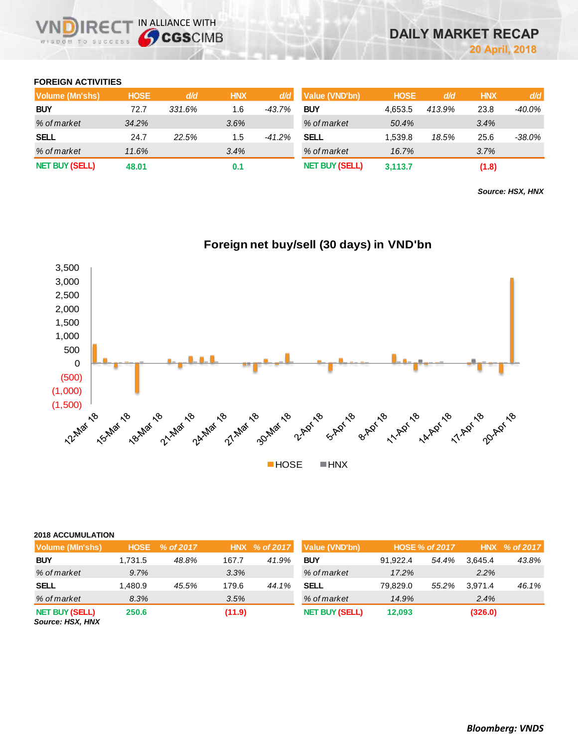DAILY MARKET RECAP

20 April, 2018

## FOREIGN ACTIVITIES

| Volume (Mn'shs) | HOSE | d/d | HNX | d/d |
|---|---|---|---|---|
| BUY | 72.7 | 331.6% | 1.6 | -43.7% |
| % of market | 34.2% | | 3.6% | |
| SELL | 24.7 | 22.5% | 1.5 | -41.2% |
| % of market | 11.6% | | 3.4% | |
| NET BUY (SELL) | 48.01 | | 0.1 | |

| Value (VND'bn) | HOSE | d/d | HNX | d/d |
|---|---|---|---|---|
| BUY | 4,653.5 | 413.9% | 23.8 | -40.0% |
| % of market | 50.4% | | 3.4% | |
| SELL | 1,539.8 | 18.5% | 25.6 | -38.0% |
| % of market | 16.7% | | 3.7% | |
| NET BUY (SELL) | 3,113.7 | | (1.8) | |

*Source: HSX, HNX*

**Foreign net buy/sell (30 days) in VND'bn**

## 2018 ACCUMULATION

| Volume (Mln'shs) | HOSE | % of 2017 | HNX | % of 2017 |
|---|---|---|---|---|
| BUY | 1,731.5 | 48.8% | 167.7 | 41.9% |
| % of market | 9.7% | | 3.3% | |
| SELL | 1,480.9 | 45.5% | 179.6 | 44.1% |
| % of market | 8.3% | | 3.5% | |
| NET BUY (SELL) | 250.6 | | (11.9) | |

| Value (VND'bn) | HOSE | % of 2017 | HNX | % of 2017 |
|---|---|---|---|---|
| BUY | 91,922.4 | 54.4% | 3,645.4 | 43.8% |
| % of market | 17.2% | | 2.2% | |
| SELL | 79,829.0 | 55.2% | 3,971.4 | 46.1% |
| % of market | 14.9% | | 2.4% | |
| NET BUY (SELL) | 12,093 | | (326.0) | |

*Source: HSX, HNX*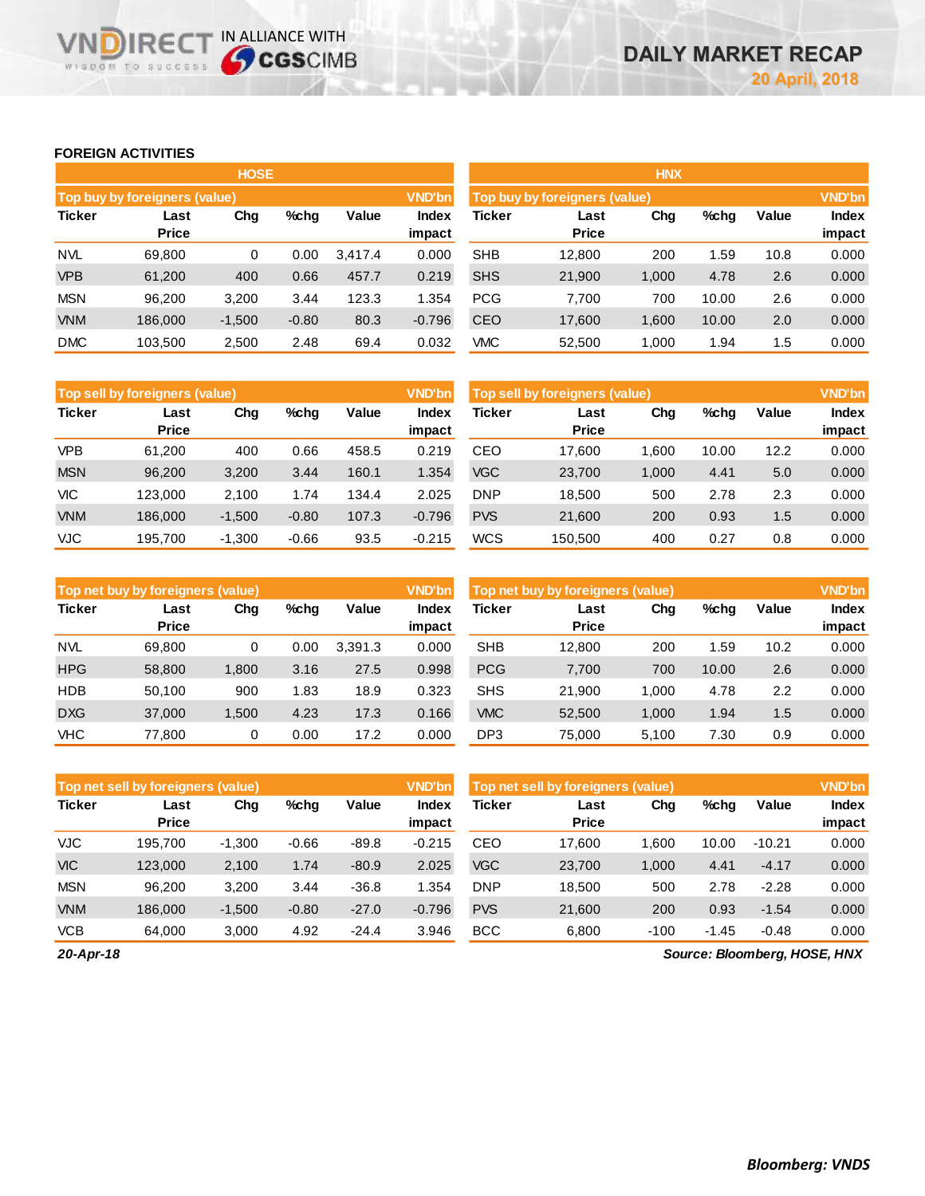DAILY MARKET RECAP

20 April, 2018

## FOREIGN ACTIVITIES

### HOSE

**Top buy by foreigners (value)** — VND'bn

| Ticker | Last Price | Chg | %chg | Value | Index impact |
|---|---|---|---|---|---|
| NVL | 69,800 | 0 | 0.00 | 3,417.4 | 0.000 |
| VPB | 61,200 | 400 | 0.66 | 457.7 | 0.219 |
| MSN | 96,200 | 3,200 | 3.44 | 123.3 | 1.354 |
| VNM | 186,000 | -1,500 | -0.80 | 80.3 | -0.796 |
| DMC | 103,500 | 2,500 | 2.48 | 69.4 | 0.032 |

**Top sell by foreigners (value)** — VND'bn

| Ticker | Last Price | Chg | %chg | Value | Index impact |
|---|---|---|---|---|---|
| VPB | 61,200 | 400 | 0.66 | 458.5 | 0.219 |
| MSN | 96,200 | 3,200 | 3.44 | 160.1 | 1.354 |
| VIC | 123,000 | 2,100 | 1.74 | 134.4 | 2.025 |
| VNM | 186,000 | -1,500 | -0.80 | 107.3 | -0.796 |
| VJC | 195,700 | -1,300 | -0.66 | 93.5 | -0.215 |

**Top net buy by foreigners (value)** — VND'bn

| Ticker | Last Price | Chg | %chg | Value | Index impact |
|---|---|---|---|---|---|
| NVL | 69,800 | 0 | 0.00 | 3,391.3 | 0.000 |
| HPG | 58,800 | 1,800 | 3.16 | 27.5 | 0.998 |
| HDB | 50,100 | 900 | 1.83 | 18.9 | 0.323 |
| DXG | 37,000 | 1,500 | 4.23 | 17.3 | 0.166 |
| VHC | 77,800 | 0 | 0.00 | 17.2 | 0.000 |

**Top net sell by foreigners (value)** — VND'bn

| Ticker | Last Price | Chg | %chg | Value | Index impact |
|---|---|---|---|---|---|
| VJC | 195,700 | -1,300 | -0.66 | -89.8 | -0.215 |
| VIC | 123,000 | 2,100 | 1.74 | -80.9 | 2.025 |
| MSN | 96,200 | 3,200 | 3.44 | -36.8 | 1.354 |
| VNM | 186,000 | -1,500 | -0.80 | -27.0 | -0.796 |
| VCB | 64,000 | 3,000 | 4.92 | -24.4 | 3.946 |

### HNX

**Top buy by foreigners (value)** — VND'bn

| Ticker | Last Price | Chg | %chg | Value | Index impact |
|---|---|---|---|---|---|
| SHB | 12,800 | 200 | 1.59 | 10.8 | 0.000 |
| SHS | 21,900 | 1,000 | 4.78 | 2.6 | 0.000 |
| PCG | 7,700 | 700 | 10.00 | 2.6 | 0.000 |
| CEO | 17,600 | 1,600 | 10.00 | 2.0 | 0.000 |
| VMC | 52,500 | 1,000 | 1.94 | 1.5 | 0.000 |

**Top sell by foreigners (value)** — VND'bn

| Ticker | Last Price | Chg | %chg | Value | Index impact |
|---|---|---|---|---|---|
| CEO | 17,600 | 1,600 | 10.00 | 12.2 | 0.000 |
| VGC | 23,700 | 1,000 | 4.41 | 5.0 | 0.000 |
| DNP | 18,500 | 500 | 2.78 | 2.3 | 0.000 |
| PVS | 21,600 | 200 | 0.93 | 1.5 | 0.000 |
| WCS | 150,500 | 400 | 0.27 | 0.8 | 0.000 |

**Top net buy by foreigners (value)** — VND'bn

| Ticker | Last Price | Chg | %chg | Value | Index impact |
|---|---|---|---|---|---|
| SHB | 12,800 | 200 | 1.59 | 10.2 | 0.000 |
| PCG | 7,700 | 700 | 10.00 | 2.6 | 0.000 |
| SHS | 21,900 | 1,000 | 4.78 | 2.2 | 0.000 |
| VMC | 52,500 | 1,000 | 1.94 | 1.5 | 0.000 |
| DP3 | 75,000 | 5,100 | 7.30 | 0.9 | 0.000 |

**Top net sell by foreigners (value)** — VND'bn

| Ticker | Last Price | Chg | %chg | Value | Index impact |
|---|---|---|---|---|---|
| CEO | 17,600 | 1,600 | 10.00 | -10.21 | 0.000 |
| VGC | 23,700 | 1,000 | 4.41 | -4.17 | 0.000 |
| DNP | 18,500 | 500 | 2.78 | -2.28 | 0.000 |
| PVS | 21,600 | 200 | 0.93 | -1.54 | 0.000 |
| BCC | 6,800 | -100 | -1.45 | -0.48 | 0.000 |

*20-Apr-18*

*Source: Bloomberg, HOSE, HNX*

*Bloomberg: VNDS*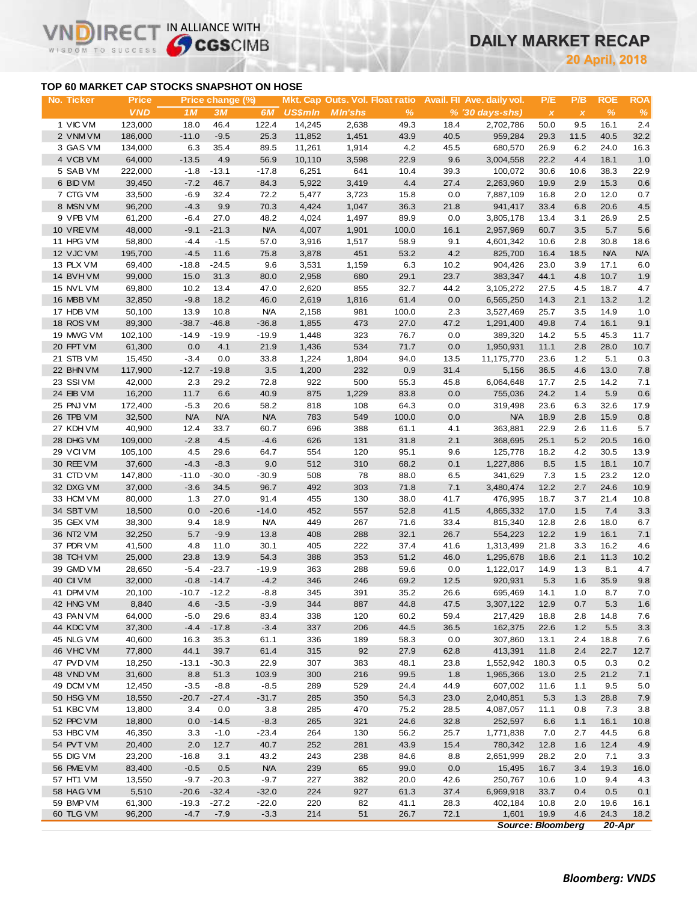# DAILY MARKET RECAP

**20 April, 2018**

## TOP 60 MARKET CAP STOCKS SNAPSHOT ON HOSE

| No. | Ticker | Price | Price change (%) | | | Mkt. Cap | Outs. Vol. | Float ratio | Avail. FII | Ave. daily vol. | P/E | P/B | ROE | ROA |
|---|---|---|---|---|---|---|---|---|---|---|---|---|---|---|
| | | VND | 1M | 3M | 6M | US$mln | Mln'shs | % | % | '30 days-shs) | x | x | % | % |
| 1 | VIC VM | 123,000 | 18.0 | 46.4 | 122.4 | 14,245 | 2,638 | 49.3 | 18.4 | 2,702,786 | 50.0 | 9.5 | 16.1 | 2.4 |
| 2 | VNM VM | 186,000 | -11.0 | -9.5 | 25.3 | 11,852 | 1,451 | 43.9 | 40.5 | 959,284 | 29.3 | 11.5 | 40.5 | 32.2 |
| 3 | GAS VM | 134,000 | 6.3 | 35.4 | 89.5 | 11,261 | 1,914 | 4.2 | 45.5 | 680,570 | 26.9 | 6.2 | 24.0 | 16.3 |
| 4 | VCB VM | 64,000 | -13.5 | 4.9 | 56.9 | 10,110 | 3,598 | 22.9 | 9.6 | 3,004,558 | 22.2 | 4.4 | 18.1 | 1.0 |
| 5 | SAB VM | 222,000 | -1.8 | -13.1 | -17.8 | 6,251 | 641 | 10.4 | 39.3 | 100,072 | 30.6 | 10.6 | 38.3 | 22.9 |
| 6 | BID VM | 39,450 | -7.2 | 46.7 | 84.3 | 5,922 | 3,419 | 4.4 | 27.4 | 2,263,960 | 19.9 | 2.9 | 15.3 | 0.6 |
| 7 | CTG VM | 33,500 | -6.9 | 32.4 | 72.2 | 5,477 | 3,723 | 15.8 | 0.0 | 7,887,109 | 16.8 | 2.0 | 12.0 | 0.7 |
| 8 | MSN VM | 96,200 | -4.3 | 9.9 | 70.3 | 4,424 | 1,047 | 36.3 | 21.8 | 941,417 | 33.4 | 6.8 | 20.6 | 4.5 |
| 9 | VPB VM | 61,200 | -6.4 | 27.0 | 48.2 | 4,024 | 1,497 | 89.9 | 0.0 | 3,805,178 | 13.4 | 3.1 | 26.9 | 2.5 |
| 10 | VRE VM | 48,000 | -9.1 | -21.3 | N/A | 4,007 | 1,901 | 100.0 | 16.1 | 2,957,969 | 60.7 | 3.5 | 5.7 | 5.6 |
| 11 | HPG VM | 58,800 | -4.4 | -1.5 | 57.0 | 3,916 | 1,517 | 58.9 | 9.1 | 4,601,342 | 10.6 | 2.8 | 30.8 | 18.6 |
| 12 | VJC VM | 195,700 | -4.5 | 11.6 | 75.8 | 3,878 | 451 | 53.2 | 4.2 | 825,700 | 16.4 | 18.5 | N/A | N/A |
| 13 | PLX VM | 69,400 | -18.8 | -24.5 | 9.6 | 3,531 | 1,159 | 6.3 | 10.2 | 904,426 | 23.0 | 3.9 | 17.1 | 6.0 |
| 14 | BVH VM | 99,000 | 15.0 | 31.3 | 80.0 | 2,958 | 680 | 29.1 | 23.7 | 383,347 | 44.1 | 4.8 | 10.7 | 1.9 |
| 15 | NVL VM | 69,800 | 10.2 | 13.4 | 47.0 | 2,620 | 855 | 32.7 | 44.2 | 3,105,272 | 27.5 | 4.5 | 18.7 | 4.7 |
| 16 | MBB VM | 32,850 | -9.8 | 18.2 | 46.0 | 2,619 | 1,816 | 61.4 | 0.0 | 6,565,250 | 14.3 | 2.1 | 13.2 | 1.2 |
| 17 | HDB VM | 50,100 | 13.9 | 10.8 | N/A | 2,158 | 981 | 100.0 | 2.3 | 3,527,469 | 25.7 | 3.5 | 14.9 | 1.0 |
| 18 | ROS VM | 89,300 | -38.7 | -46.8 | -36.8 | 1,855 | 473 | 27.0 | 47.2 | 1,291,400 | 49.8 | 7.4 | 16.1 | 9.1 |
| 19 | MWG VM | 102,100 | -14.9 | -19.9 | -19.9 | 1,448 | 323 | 76.7 | 0.0 | 389,320 | 14.2 | 5.5 | 45.3 | 11.7 |
| 20 | FPT VM | 61,300 | 0.0 | 4.1 | 21.9 | 1,436 | 534 | 71.7 | 0.0 | 1,950,931 | 11.1 | 2.8 | 28.0 | 10.7 |
| 21 | STB VM | 15,450 | -3.4 | 0.0 | 33.8 | 1,224 | 1,804 | 94.0 | 13.5 | 11,175,770 | 23.6 | 1.2 | 5.1 | 0.3 |
| 22 | BHN VM | 117,900 | -12.7 | -19.8 | 3.5 | 1,200 | 232 | 0.9 | 31.4 | 5,156 | 36.5 | 4.6 | 13.0 | 7.8 |
| 23 | SSI VM | 42,000 | 2.3 | 29.2 | 72.8 | 922 | 500 | 55.3 | 45.8 | 6,064,648 | 17.7 | 2.5 | 14.2 | 7.1 |
| 24 | EIB VM | 16,200 | 11.7 | 6.6 | 40.9 | 875 | 1,229 | 83.8 | 0.0 | 755,036 | 24.2 | 1.4 | 5.9 | 0.6 |
| 25 | PNJ VM | 172,400 | -5.3 | 20.6 | 58.2 | 818 | 108 | 64.3 | 0.0 | 319,498 | 23.6 | 6.3 | 32.6 | 17.9 |
| 26 | TPB VM | 32,500 | N/A | N/A | N/A | 783 | 549 | 100.0 | 0.0 | N/A | 18.9 | 2.8 | 15.9 | 0.8 |
| 27 | KDH VM | 40,900 | 12.4 | 33.7 | 60.7 | 696 | 388 | 61.1 | 4.1 | 363,881 | 22.9 | 2.6 | 11.6 | 5.7 |
| 28 | DHG VM | 109,000 | -2.8 | 4.5 | -4.6 | 626 | 131 | 31.8 | 2.1 | 368,695 | 25.1 | 5.2 | 20.5 | 16.0 |
| 29 | VCI VM | 105,100 | 4.5 | 29.6 | 64.7 | 554 | 120 | 95.1 | 9.6 | 125,778 | 18.2 | 4.2 | 30.5 | 13.9 |
| 30 | REE VM | 37,600 | -4.3 | -8.3 | 9.0 | 512 | 310 | 68.2 | 0.1 | 1,227,886 | 8.5 | 1.5 | 18.1 | 10.7 |
| 31 | CTD VM | 147,800 | -11.0 | -30.0 | -30.9 | 508 | 78 | 88.0 | 6.5 | 341,629 | 7.3 | 1.5 | 23.2 | 12.0 |
| 32 | DXG VM | 37,000 | -3.6 | 34.5 | 96.7 | 492 | 303 | 71.8 | 7.1 | 3,480,474 | 12.2 | 2.7 | 24.6 | 10.9 |
| 33 | HCM VM | 80,000 | 1.3 | 27.0 | 91.4 | 455 | 130 | 38.0 | 41.7 | 476,995 | 18.7 | 3.7 | 21.4 | 10.8 |
| 34 | SBT VM | 18,500 | 0.0 | -20.6 | -14.0 | 452 | 557 | 52.8 | 41.5 | 4,865,332 | 17.0 | 1.5 | 7.4 | 3.3 |
| 35 | GEX VM | 38,300 | 9.4 | 18.9 | N/A | 449 | 267 | 71.6 | 33.4 | 815,340 | 12.8 | 2.6 | 18.0 | 6.7 |
| 36 | NT2 VM | 32,250 | 5.7 | -9.9 | 13.8 | 408 | 288 | 32.1 | 26.7 | 554,223 | 12.2 | 1.9 | 16.1 | 7.1 |
| 37 | PDR VM | 41,500 | 4.8 | 11.0 | 30.1 | 405 | 222 | 37.4 | 41.6 | 1,313,499 | 21.8 | 3.3 | 16.2 | 4.6 |
| 38 | TCH VM | 25,000 | 23.8 | 13.9 | 54.3 | 388 | 353 | 51.2 | 46.0 | 1,295,678 | 18.6 | 2.1 | 11.3 | 10.2 |
| 39 | GMD VM | 28,650 | -5.4 | -23.7 | -19.9 | 363 | 288 | 59.6 | 0.0 | 1,122,017 | 14.9 | 1.3 | 8.1 | 4.7 |
| 40 | CII VM | 32,000 | -0.8 | -14.7 | -4.2 | 346 | 246 | 69.2 | 12.5 | 920,931 | 5.3 | 1.6 | 35.9 | 9.8 |
| 41 | DPM VM | 20,100 | -10.7 | -12.2 | -8.8 | 345 | 391 | 35.2 | 26.6 | 695,469 | 14.1 | 1.0 | 8.7 | 7.0 |
| 42 | HNG VM | 8,840 | 4.6 | -3.5 | -3.9 | 344 | 887 | 44.8 | 47.5 | 3,307,122 | 12.9 | 0.7 | 5.3 | 1.6 |
| 43 | PAN VM | 64,000 | -5.0 | 29.6 | 83.4 | 338 | 120 | 60.2 | 59.4 | 217,429 | 18.8 | 2.8 | 14.8 | 7.6 |
| 44 | KDC VM | 37,300 | -4.4 | -17.8 | -3.4 | 337 | 206 | 44.5 | 36.5 | 162,375 | 22.6 | 1.2 | 5.5 | 3.3 |
| 45 | NLG VM | 40,600 | 16.3 | 35.3 | 61.1 | 336 | 189 | 58.3 | 0.0 | 307,860 | 13.1 | 2.4 | 18.8 | 7.6 |
| 46 | VHC VM | 77,800 | 44.1 | 39.7 | 61.4 | 315 | 92 | 27.9 | 62.8 | 413,391 | 11.8 | 2.4 | 22.7 | 12.7 |
| 47 | PVD VM | 18,250 | -13.1 | -30.3 | 22.9 | 307 | 383 | 48.1 | 23.8 | 1,552,942 | 180.3 | 0.5 | 0.3 | 0.2 |
| 48 | VND VM | 31,600 | 8.8 | 51.3 | 103.9 | 300 | 216 | 99.5 | 1.8 | 1,965,366 | 13.0 | 2.5 | 21.2 | 7.1 |
| 49 | DCM VM | 12,450 | -3.5 | -8.8 | -8.5 | 289 | 529 | 24.4 | 44.9 | 607,002 | 11.6 | 1.1 | 9.5 | 5.0 |
| 50 | HSG VM | 18,550 | -20.7 | -27.4 | -31.7 | 285 | 350 | 54.3 | 23.0 | 2,040,851 | 5.3 | 1.3 | 28.8 | 7.9 |
| 51 | KBC VM | 13,800 | 3.4 | 0.0 | 3.8 | 285 | 470 | 75.2 | 28.5 | 4,087,057 | 11.1 | 0.8 | 7.3 | 3.8 |
| 52 | PPC VM | 18,800 | 0.0 | -14.5 | -8.3 | 265 | 321 | 24.6 | 32.8 | 252,597 | 6.6 | 1.1 | 16.1 | 10.8 |
| 53 | HBC VM | 46,350 | 3.3 | -1.0 | -23.4 | 264 | 130 | 56.2 | 25.7 | 1,771,838 | 7.0 | 2.7 | 44.5 | 6.8 |
| 54 | PVT VM | 20,400 | 2.0 | 12.7 | 40.7 | 252 | 281 | 43.9 | 15.4 | 780,342 | 12.8 | 1.6 | 12.4 | 4.9 |
| 55 | DIG VM | 23,200 | -16.8 | 3.1 | 43.2 | 243 | 238 | 84.6 | 8.8 | 2,651,999 | 28.2 | 2.0 | 7.1 | 3.3 |
| 56 | PME VM | 83,400 | -0.5 | 0.5 | N/A | 239 | 65 | 99.0 | 0.0 | 15,495 | 16.7 | 3.4 | 19.3 | 16.0 |
| 57 | HT1 VM | 13,550 | -9.7 | -20.3 | -9.7 | 227 | 382 | 20.0 | 42.6 | 250,767 | 10.6 | 1.0 | 9.4 | 4.3 |
| 58 | HAG VM | 5,510 | -20.6 | -32.4 | -32.0 | 224 | 927 | 61.3 | 37.4 | 6,969,918 | 33.7 | 0.4 | 0.5 | 0.1 |
| 59 | BMP VM | 61,300 | -19.3 | -27.2 | -22.0 | 220 | 82 | 41.1 | 28.3 | 402,184 | 10.8 | 2.0 | 19.6 | 16.1 |
| 60 | TLG VM | 96,200 | -4.7 | -7.9 | -3.3 | 214 | 51 | 26.7 | 72.1 | 1,601 | 19.9 | 4.6 | 24.3 | 18.2 |

*Source: Bloomberg* *20-Apr*

***Bloomberg: VNDS***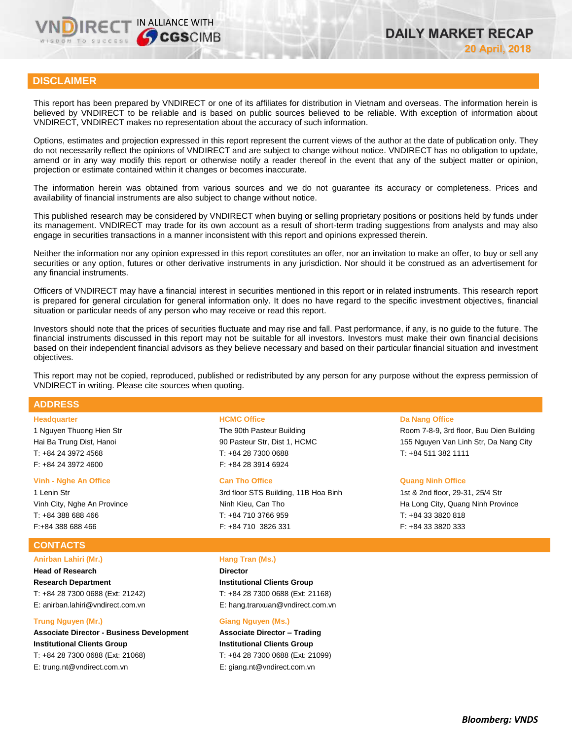## DISCLAIMER

This report has been prepared by VNDIRECT or one of its affiliates for distribution in Vietnam and overseas. The information herein is believed by VNDIRECT to be reliable and is based on public sources believed to be reliable. With exception of information about VNDIRECT, VNDIRECT makes no representation about the accuracy of such information.

Options, estimates and projection expressed in this report represent the current views of the author at the date of publication only. They do not necessarily reflect the opinions of VNDIRECT and are subject to change without notice. VNDIRECT has no obligation to update, amend or in any way modify this report or otherwise notify a reader thereof in the event that any of the subject matter or opinion, projection or estimate contained within it changes or becomes inaccurate.

The information herein was obtained from various sources and we do not guarantee its accuracy or completeness. Prices and availability of financial instruments are also subject to change without notice.

This published research may be considered by VNDIRECT when buying or selling proprietary positions or positions held by funds under its management. VNDIRECT may trade for its own account as a result of short-term trading suggestions from analysts and may also engage in securities transactions in a manner inconsistent with this report and opinions expressed therein.

Neither the information nor any opinion expressed in this report constitutes an offer, nor an invitation to make an offer, to buy or sell any securities or any option, futures or other derivative instruments in any jurisdiction. Nor should it be construed as an advertisement for any financial instruments.

Officers of VNDIRECT may have a financial interest in securities mentioned in this report or in related instruments. This research report is prepared for general circulation for general information only. It does no have regard to the specific investment objectives, financial situation or particular needs of any person who may receive or read this report.

Investors should note that the prices of securities fluctuate and may rise and fall. Past performance, if any, is no guide to the future. The financial instruments discussed in this report may not be suitable for all investors. Investors must make their own financial decisions based on their independent financial advisors as they believe necessary and based on their particular financial situation and investment objectives.

This report may not be copied, reproduced, published or redistributed by any person for any purpose without the express permission of VNDIRECT in writing. Please cite sources when quoting.

## ADDRESS

**Headquarter**
1 Nguyen Thuong Hien Str
Hai Ba Trung Dist, Hanoi
T: +84 24 3972 4568
F: +84 24 3972 4600

**HCMC Office**
The 90th Pasteur Building
90 Pasteur Str, Dist 1, HCMC
T: +84 28 7300 0688
F: +84 28 3914 6924

**Da Nang Office**
Room 7-8-9, 3rd floor, Buu Dien Building
155 Nguyen Van Linh Str, Da Nang City
T: +84 511 382 1111

**Vinh - Nghe An Office**
1 Lenin Str
Vinh City, Nghe An Province
T: +84 388 688 466
F:+84 388 688 466

**Can Tho Office**
3rd floor STS Building, 11B Hoa Binh
Ninh Kieu, Can Tho
T: +84 710 3766 959
F: +84 710 3826 331

**Quang Ninh Office**
1st & 2nd floor, 29-31, 25/4 Str
Ha Long City, Quang Ninh Province
T: +84 33 3820 818
F: +84 33 3820 333

## CONTACTS

**Anirban Lahiri (Mr.)**
**Head of Research**
**Research Department**
T: +84 28 7300 0688 (Ext: 21242)
E: anirban.lahiri@vndirect.com.vn

**Hang Tran (Ms.)**
**Director**
**Institutional Clients Group**
T: +84 28 7300 0688 (Ext: 21168)
E: hang.tranxuan@vndirect.com.vn

**Trung Nguyen (Mr.)**
**Associate Director - Business Development**
**Institutional Clients Group**
T: +84 28 7300 0688 (Ext: 21068)
E: trung.nt@vndirect.com.vn

**Giang Nguyen (Ms.)**
**Associate Director – Trading**
**Institutional Clients Group**
T: +84 28 7300 0688 (Ext: 21099)
E: giang.nt@vndirect.com.vn

***Bloomberg: VNDS***